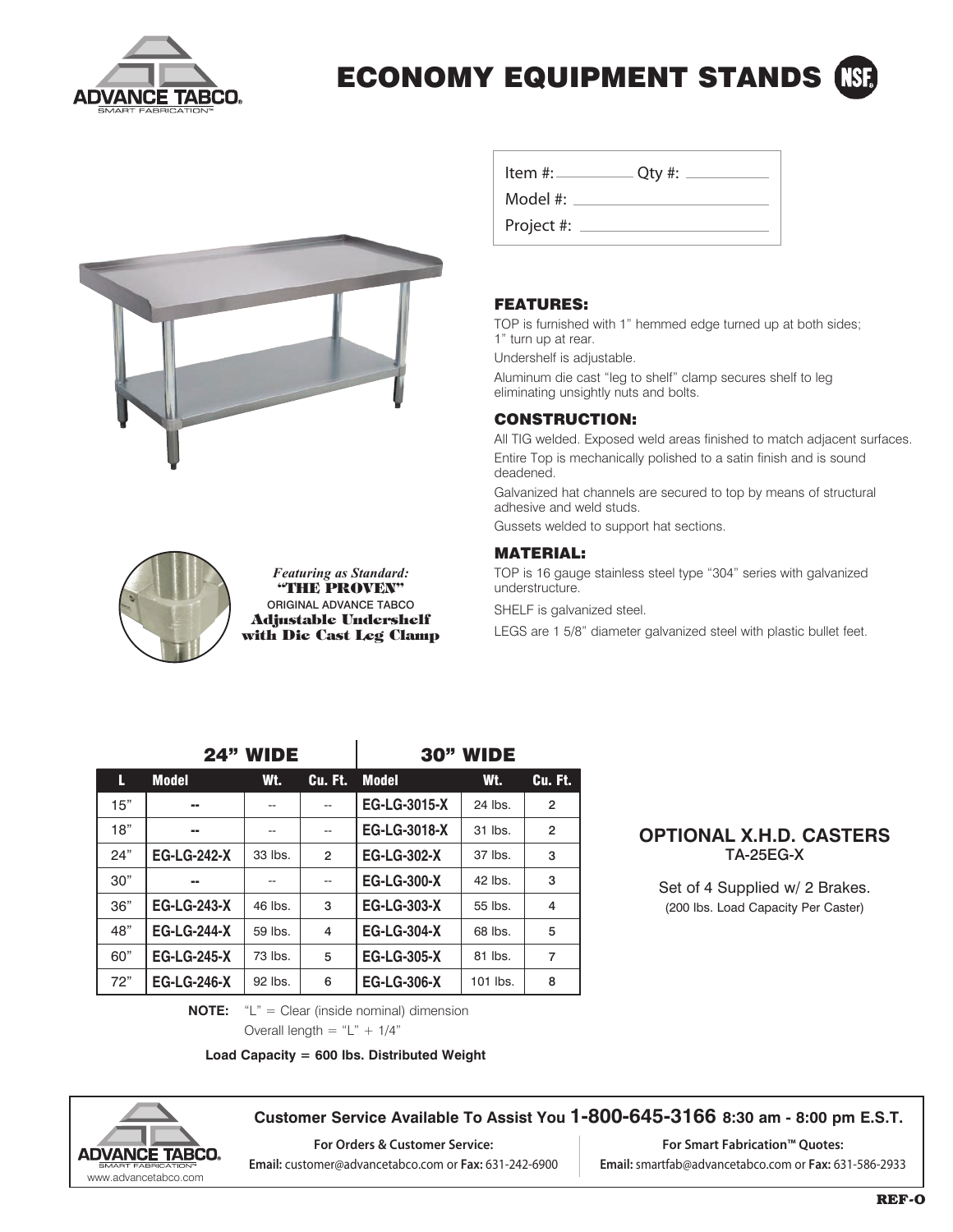# ECONOMY EQUIPMENT STANDS

Item #: ____________ Qty #: ____________

Model #: ____________

Project #: ____________

*Featuring as Standard:*
**"THE PROVEN"**
ORIGINAL ADVANCE TABCO
**Adjustable Undershelf with Die Cast Leg Clamp**

### FEATURES:

TOP is furnished with 1" hemmed edge turned up at both sides; 1" turn up at rear.

Undershelf is adjustable.

Aluminum die cast "leg to shelf" clamp secures shelf to leg eliminating unsightly nuts and bolts.

### CONSTRUCTION:

All TIG welded. Exposed weld areas finished to match adjacent surfaces.

Entire Top is mechanically polished to a satin finish and is sound deadened.

Galvanized hat channels are secured to top by means of structural adhesive and weld studs.

Gussets welded to support hat sections.

### MATERIAL:

TOP is 16 gauge stainless steel type "304" series with galvanized understructure.

SHELF is galvanized steel.

LEGS are 1 5/8" diameter galvanized steel with plastic bullet feet.

| | 24" WIDE | | | 30" WIDE | | |
|---|---|---|---|---|---|---|
| L | Model | Wt. | Cu. Ft. | Model | Wt. | Cu. Ft. |
| 15" | -- | -- | -- | EG-LG-3015-X | 24 lbs. | 2 |
| 18" | -- | -- | -- | EG-LG-3018-X | 31 lbs. | 2 |
| 24" | EG-LG-242-X | 33 lbs. | 2 | EG-LG-302-X | 37 lbs. | 3 |
| 30" | -- | -- | -- | EG-LG-300-X | 42 lbs. | 3 |
| 36" | EG-LG-243-X | 46 lbs. | 3 | EG-LG-303-X | 55 lbs. | 4 |
| 48" | EG-LG-244-X | 59 lbs. | 4 | EG-LG-304-X | 68 lbs. | 5 |
| 60" | EG-LG-245-X | 73 lbs. | 5 | EG-LG-305-X | 81 lbs. | 7 |
| 72" | EG-LG-246-X | 92 lbs. | 6 | EG-LG-306-X | 101 lbs. | 8 |

**NOTE:** "L" = Clear (inside nominal) dimension
Overall length = "L" + 1/4"

**Load Capacity = 600 lbs. Distributed Weight**

### OPTIONAL X.H.D. CASTERS
TA-25EG-X

Set of 4 Supplied w/ 2 Brakes.
(200 lbs. Load Capacity Per Caster)

**Customer Service Available To Assist You 1-800-645-3166 8:30 am - 8:00 pm E.S.T.**

**For Orders & Customer Service:**
**Email:** customer@advancetabco.com or **Fax:** 631-242-6900

**For Smart Fabrication™ Quotes:**
**Email:** smartfab@advancetabco.com or **Fax:** 631-586-2933

www.advancetabco.com

REF-O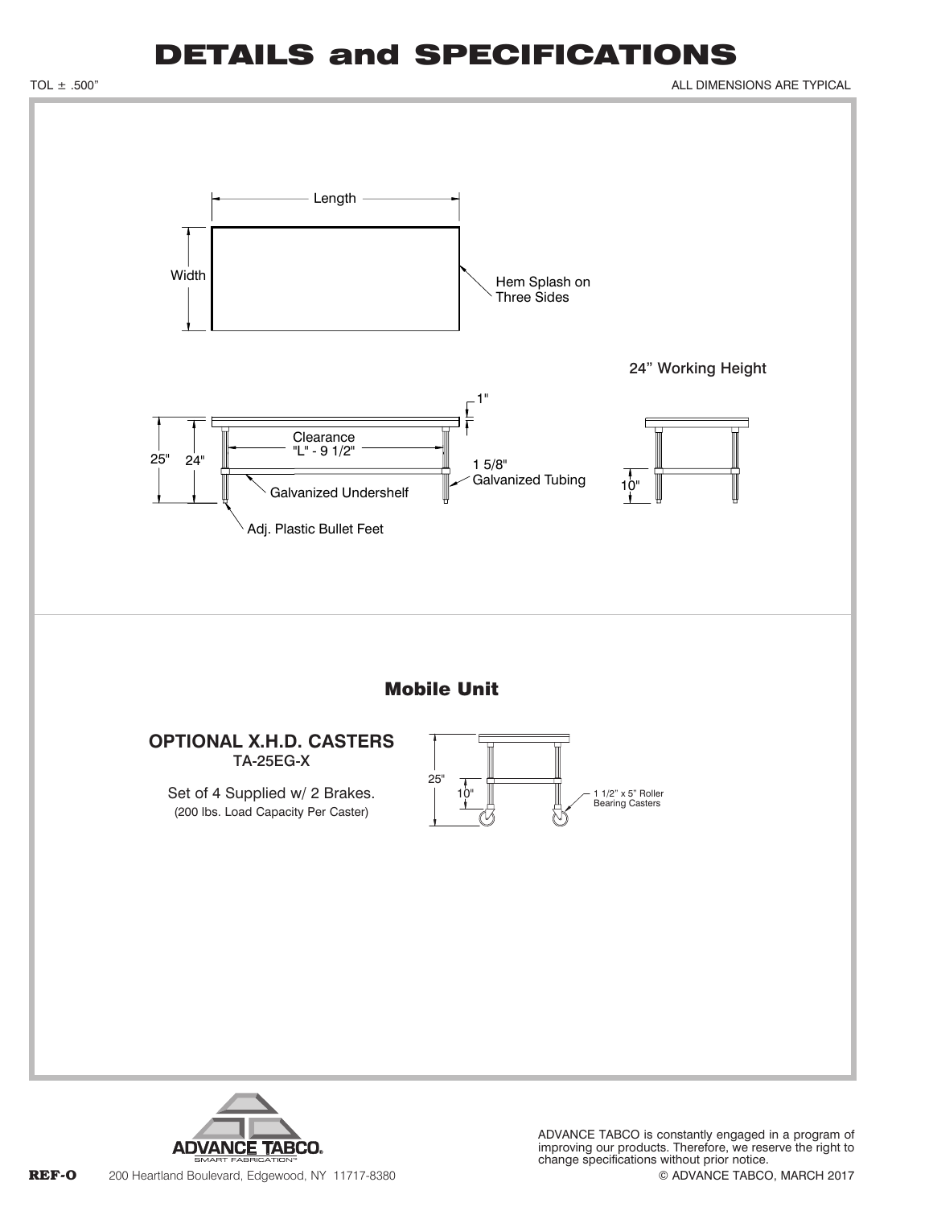# DETAILS and SPECIFICATIONS

TOL ± .500"

ALL DIMENSIONS ARE TYPICAL

Length

Width

Hem Splash on Three Sides

24" Working Height

1"

Clearance "L" - 9 1/2"

25"

24"

1 5/8" Galvanized Tubing

10"

Galvanized Undershelf

Adj. Plastic Bullet Feet

## Mobile Unit

### OPTIONAL X.H.D. CASTERS

TA-25EG-X

Set of 4 Supplied w/ 2 Brakes.

(200 lbs. Load Capacity Per Caster)

25"

10"

1 1/2" x 5" Roller Bearing Casters

ADVANCE TABCO SMART FABRICATION™

REF-O

200 Heartland Boulevard, Edgewood, NY 11717-8380

ADVANCE TABCO is constantly engaged in a program of improving our products. Therefore, we reserve the right to change specifications without prior notice.

© ADVANCE TABCO, MARCH 2017